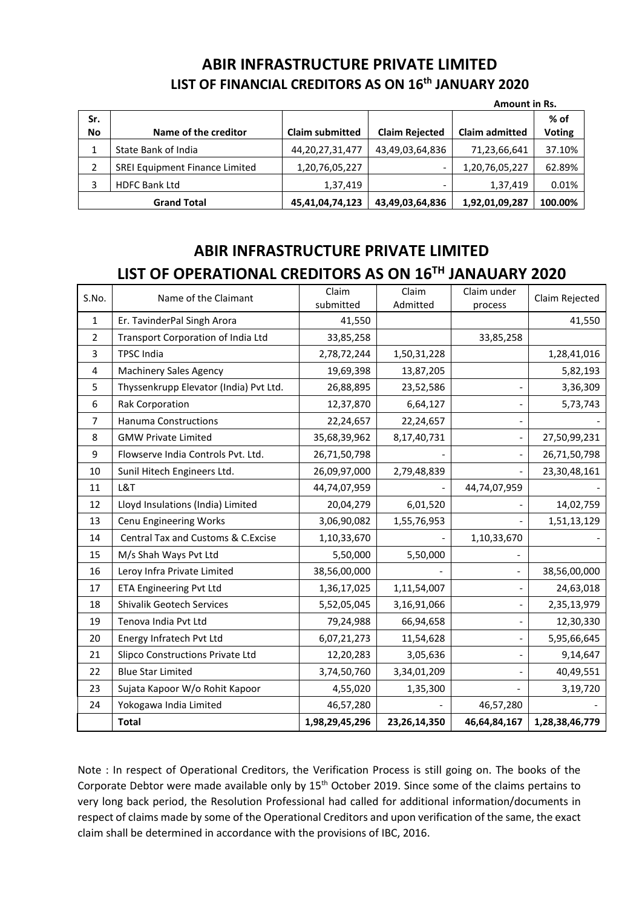# ABIR INFRASTRUCTURE PRIVATE LIMITED

## LIST OF FINANCIAL CREDITORS AS ON 16th JANUARY 2020

**Amount in Rs.**

| Sr. No | Name of the creditor | Claim submitted | Claim Rejected | Claim admitted | % of Voting |
|---|---|---|---|---|---|
| 1 | State Bank of India | 44,20,27,31,477 | 43,49,03,64,836 | 71,23,66,641 | 37.10% |
| 2 | SREI Equipment Finance Limited | 1,20,76,05,227 | - | 1,20,76,05,227 | 62.89% |
| 3 | HDFC Bank Ltd | 1,37,419 | - | 1,37,419 | 0.01% |
| | **Grand Total** | **45,41,04,74,123** | **43,49,03,64,836** | **1,92,01,09,287** | **100.00%** |

# ABIR INFRASTRUCTURE PRIVATE LIMITED

## LIST OF OPERATIONAL CREDITORS AS ON 16TH JANAUARY 2020

| S.No. | Name of the Claimant | Claim submitted | Claim Admitted | Claim under process | Claim Rejected |
|---|---|---|---|---|---|
| 1 | Er. TavinderPal Singh Arora | 41,550 | | | 41,550 |
| 2 | Transport Corporation of India Ltd | 33,85,258 | | 33,85,258 | |
| 3 | TPSC India | 2,78,72,244 | 1,50,31,228 | | 1,28,41,016 |
| 4 | Machinery Sales Agency | 19,69,398 | 13,87,205 | | 5,82,193 |
| 5 | Thyssenkrupp Elevator (India) Pvt Ltd. | 26,88,895 | 23,52,586 | - | 3,36,309 |
| 6 | Rak Corporation | 12,37,870 | 6,64,127 | - | 5,73,743 |
| 7 | Hanuma Constructions | 22,24,657 | 22,24,657 | - | - |
| 8 | GMW Private Limited | 35,68,39,962 | 8,17,40,731 | - | 27,50,99,231 |
| 9 | Flowserve India Controls Pvt. Ltd. | 26,71,50,798 | - | - | 26,71,50,798 |
| 10 | Sunil Hitech Engineers Ltd. | 26,09,97,000 | 2,79,48,839 | - | 23,30,48,161 |
| 11 | L&T | 44,74,07,959 | - | 44,74,07,959 | - |
| 12 | Lloyd Insulations (India) Limited | 20,04,279 | 6,01,520 | - | 14,02,759 |
| 13 | Cenu Engineering Works | 3,06,90,082 | 1,55,76,953 | - | 1,51,13,129 |
| 14 | Central Tax and Customs & C.Excise | 1,10,33,670 | - | 1,10,33,670 | - |
| 15 | M/s Shah Ways Pvt Ltd | 5,50,000 | 5,50,000 | - | |
| 16 | Leroy Infra Private Limited | 38,56,00,000 | - | - | 38,56,00,000 |
| 17 | ETA Engineering Pvt Ltd | 1,36,17,025 | 1,11,54,007 | - | 24,63,018 |
| 18 | Shivalik Geotech Services | 5,52,05,045 | 3,16,91,066 | - | 2,35,13,979 |
| 19 | Tenova India Pvt Ltd | 79,24,988 | 66,94,658 | - | 12,30,330 |
| 20 | Energy Infratech Pvt Ltd | 6,07,21,273 | 11,54,628 | - | 5,95,66,645 |
| 21 | Slipco Constructions Private Ltd | 12,20,283 | 3,05,636 | - | 9,14,647 |
| 22 | Blue Star Limited | 3,74,50,760 | 3,34,01,209 | - | 40,49,551 |
| 23 | Sujata Kapoor W/o Rohit Kapoor | 4,55,020 | 1,35,300 | - | 3,19,720 |
| 24 | Yokogawa India Limited | 46,57,280 | - | 46,57,280 | - |
| | **Total** | **1,98,29,45,296** | **23,26,14,350** | **46,64,84,167** | **1,28,38,46,779** |

Note : In respect of Operational Creditors, the Verification Process is still going on. The books of the Corporate Debtor were made available only by 15th October 2019. Since some of the claims pertains to very long back period, the Resolution Professional had called for additional information/documents in respect of claims made by some of the Operational Creditors and upon verification of the same, the exact claim shall be determined in accordance with the provisions of IBC, 2016.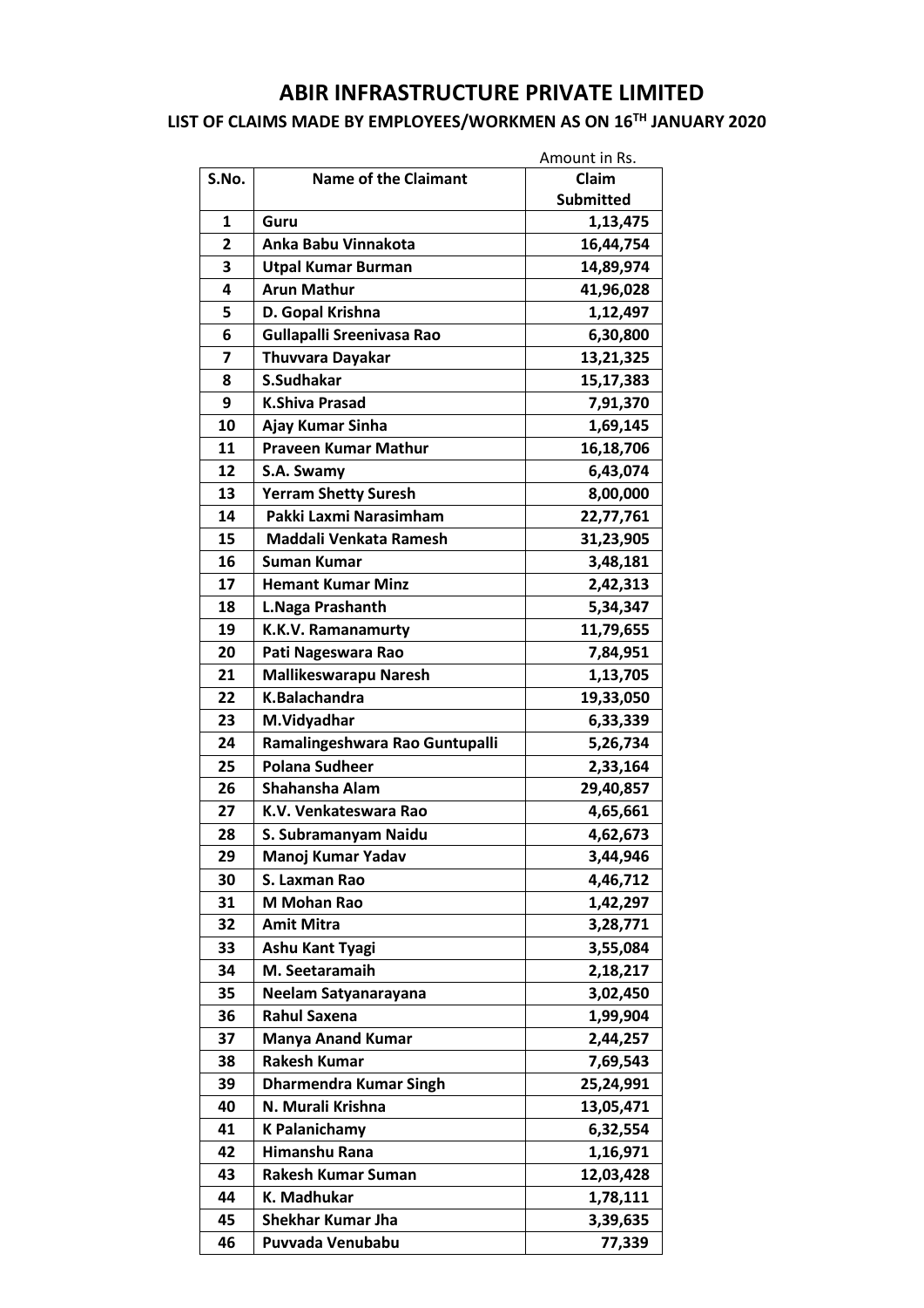# ABIR INFRASTRUCTURE PRIVATE LIMITED

## LIST OF CLAIMS MADE BY EMPLOYEES/WORKMEN AS ON 16TH JANUARY 2020

Amount in Rs.

| S.No. | Name of the Claimant | Claim Submitted |
|---|---|---|
| 1 | Guru | 1,13,475 |
| 2 | Anka Babu Vinnakota | 16,44,754 |
| 3 | Utpal Kumar Burman | 14,89,974 |
| 4 | Arun Mathur | 41,96,028 |
| 5 | D. Gopal Krishna | 1,12,497 |
| 6 | Gullapalli Sreenivasa Rao | 6,30,800 |
| 7 | Thuvvara Dayakar | 13,21,325 |
| 8 | S.Sudhakar | 15,17,383 |
| 9 | K.Shiva Prasad | 7,91,370 |
| 10 | Ajay Kumar Sinha | 1,69,145 |
| 11 | Praveen Kumar Mathur | 16,18,706 |
| 12 | S.A. Swamy | 6,43,074 |
| 13 | Yerram Shetty Suresh | 8,00,000 |
| 14 | Pakki Laxmi Narasimham | 22,77,761 |
| 15 | Maddali Venkata Ramesh | 31,23,905 |
| 16 | Suman Kumar | 3,48,181 |
| 17 | Hemant Kumar Minz | 2,42,313 |
| 18 | L.Naga Prashanth | 5,34,347 |
| 19 | K.K.V. Ramanamurty | 11,79,655 |
| 20 | Pati Nageswara Rao | 7,84,951 |
| 21 | Mallikeswarapu Naresh | 1,13,705 |
| 22 | K.Balachandra | 19,33,050 |
| 23 | M.Vidyadhar | 6,33,339 |
| 24 | Ramalingeshwara Rao Guntupalli | 5,26,734 |
| 25 | Polana Sudheer | 2,33,164 |
| 26 | Shahansha Alam | 29,40,857 |
| 27 | K.V. Venkateswara Rao | 4,65,661 |
| 28 | S. Subramanyam Naidu | 4,62,673 |
| 29 | Manoj Kumar Yadav | 3,44,946 |
| 30 | S. Laxman Rao | 4,46,712 |
| 31 | M Mohan Rao | 1,42,297 |
| 32 | Amit Mitra | 3,28,771 |
| 33 | Ashu Kant Tyagi | 3,55,084 |
| 34 | M. Seetaramaih | 2,18,217 |
| 35 | Neelam Satyanarayana | 3,02,450 |
| 36 | Rahul Saxena | 1,99,904 |
| 37 | Manya Anand Kumar | 2,44,257 |
| 38 | Rakesh Kumar | 7,69,543 |
| 39 | Dharmendra Kumar Singh | 25,24,991 |
| 40 | N. Murali Krishna | 13,05,471 |
| 41 | K Palanichamy | 6,32,554 |
| 42 | Himanshu Rana | 1,16,971 |
| 43 | Rakesh Kumar Suman | 12,03,428 |
| 44 | K. Madhukar | 1,78,111 |
| 45 | Shekhar Kumar Jha | 3,39,635 |
| 46 | Puvvada Venubabu | 77,339 |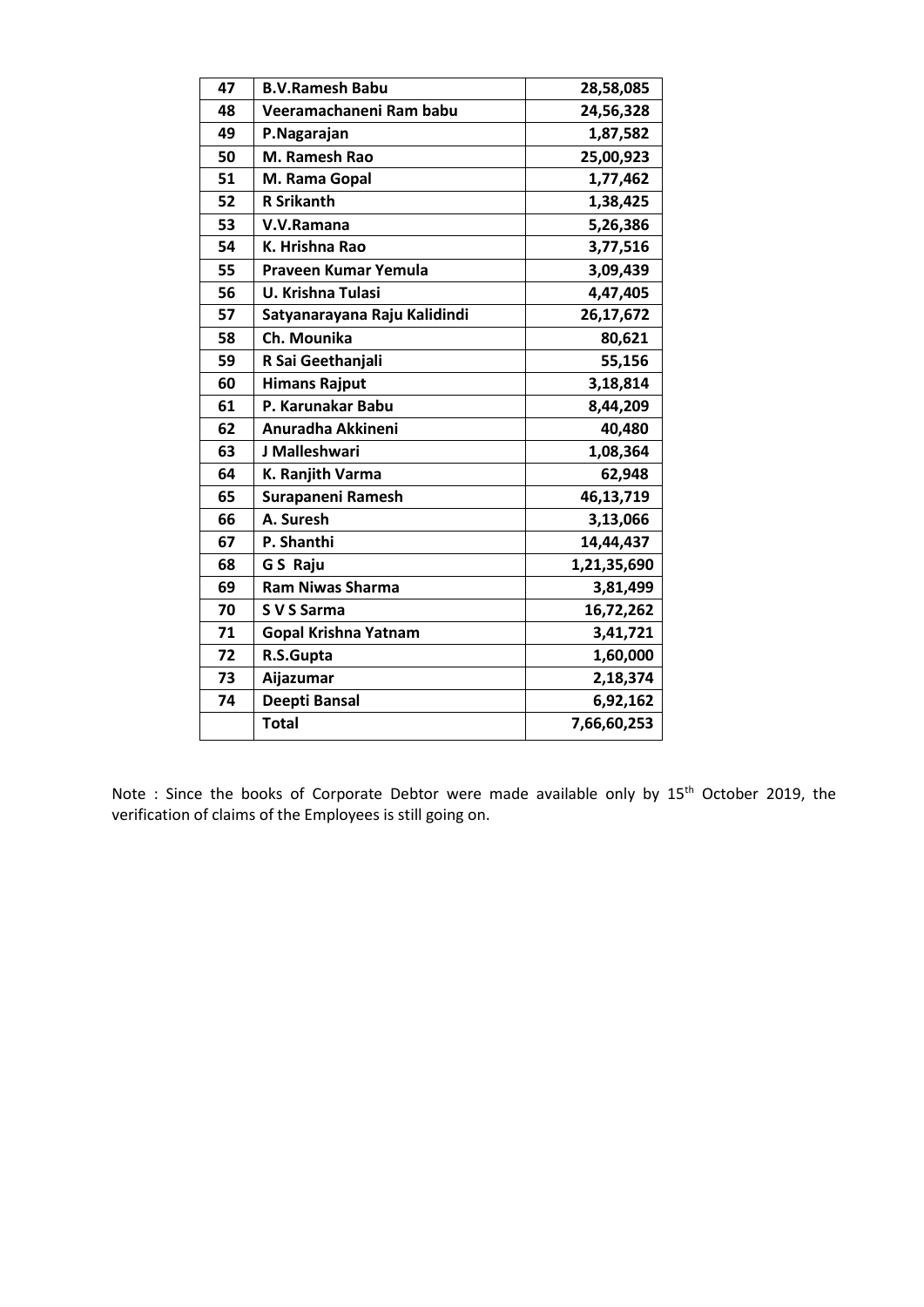| | | |
|---|---|---|
| 47 | **B.V.Ramesh Babu** | **28,58,085** |
| 48 | **Veeramachaneni Ram babu** | **24,56,328** |
| 49 | **P.Nagarajan** | **1,87,582** |
| 50 | **M. Ramesh Rao** | **25,00,923** |
| 51 | **M. Rama Gopal** | **1,77,462** |
| 52 | **R Srikanth** | **1,38,425** |
| 53 | **V.V.Ramana** | **5,26,386** |
| 54 | **K. Hrishna Rao** | **3,77,516** |
| 55 | **Praveen Kumar Yemula** | **3,09,439** |
| 56 | **U. Krishna Tulasi** | **4,47,405** |
| 57 | **Satyanarayana Raju Kalidindi** | **26,17,672** |
| 58 | **Ch. Mounika** | **80,621** |
| 59 | **R Sai Geethanjali** | **55,156** |
| 60 | **Himans Rajput** | **3,18,814** |
| 61 | **P. Karunakar Babu** | **8,44,209** |
| 62 | **Anuradha Akkineni** | **40,480** |
| 63 | **J Malleshwari** | **1,08,364** |
| 64 | **K. Ranjith Varma** | **62,948** |
| 65 | **Surapaneni Ramesh** | **46,13,719** |
| 66 | **A. Suresh** | **3,13,066** |
| 67 | **P. Shanthi** | **14,44,437** |
| 68 | **G S Raju** | **1,21,35,690** |
| 69 | **Ram Niwas Sharma** | **3,81,499** |
| 70 | **S V S Sarma** | **16,72,262** |
| 71 | **Gopal Krishna Yatnam** | **3,41,721** |
| 72 | **R.S.Gupta** | **1,60,000** |
| 73 | **Aijazumar** | **2,18,374** |
| 74 | **Deepti Bansal** | **6,92,162** |
| | **Total** | **7,66,60,253** |

Note : Since the books of Corporate Debtor were made available only by 15th October 2019, the verification of claims of the Employees is still going on.